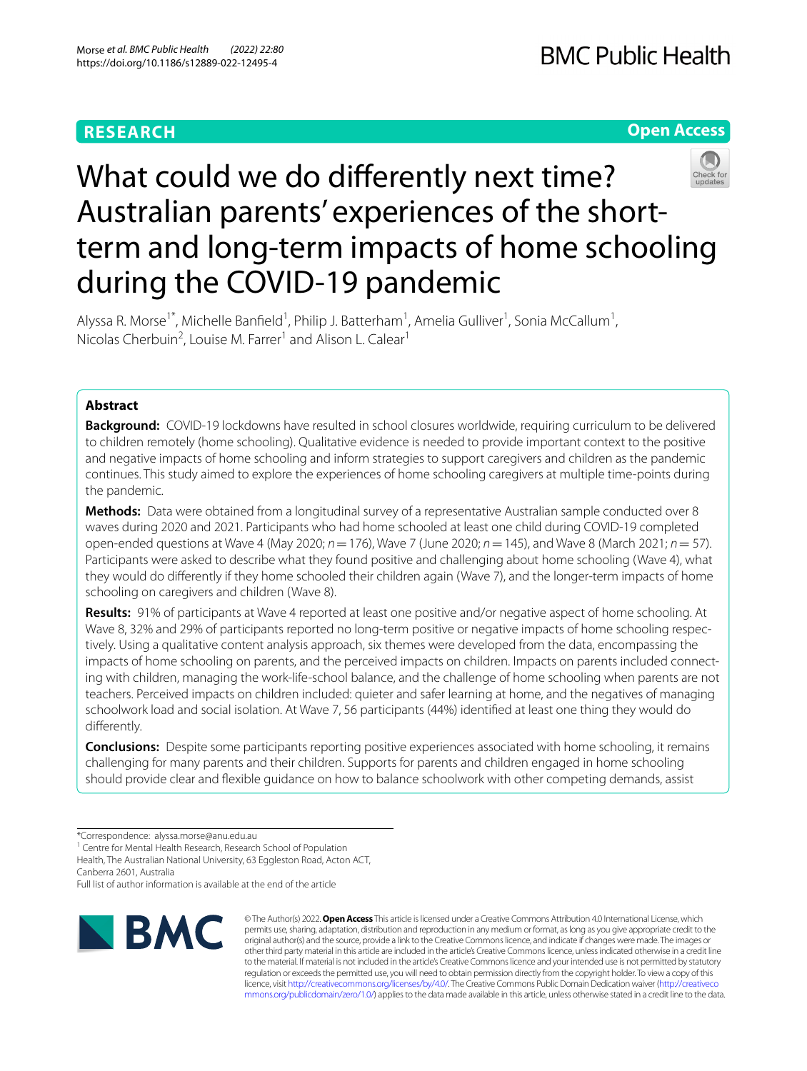RESEARCH

Open Access

# What could we do differently next time? Australian parents' experiences of the short-term and long-term impacts of home schooling during the COVID-19 pandemic

Alyssa R. Morse[1*], Michelle Banfield[1], Philip J. Batterham[1], Amelia Gulliver[1], Sonia McCallum[1], Nicolas Cherbuin[2], Louise M. Farrer[1] and Alison L. Calear[1]

## Abstract

**Background:** COVID-19 lockdowns have resulted in school closures worldwide, requiring curriculum to be delivered to children remotely (home schooling). Qualitative evidence is needed to provide important context to the positive and negative impacts of home schooling and inform strategies to support caregivers and children as the pandemic continues. This study aimed to explore the experiences of home schooling caregivers at multiple time-points during the pandemic.

**Methods:** Data were obtained from a longitudinal survey of a representative Australian sample conducted over 8 waves during 2020 and 2021. Participants who had home schooled at least one child during COVID-19 completed open-ended questions at Wave 4 (May 2020; $n = 176$), Wave 7 (June 2020; $n = 145$), and Wave 8 (March 2021; $n = 57$). Participants were asked to describe what they found positive and challenging about home schooling (Wave 4), what they would do differently if they home schooled their children again (Wave 7), and the longer-term impacts of home schooling on caregivers and children (Wave 8).

**Results:** 91% of participants at Wave 4 reported at least one positive and/or negative aspect of home schooling. At Wave 8, 32% and 29% of participants reported no long-term positive or negative impacts of home schooling respectively. Using a qualitative content analysis approach, six themes were developed from the data, encompassing the impacts of home schooling on parents, and the perceived impacts on children. Impacts on parents included connecting with children, managing the work-life-school balance, and the challenge of home schooling when parents are not teachers. Perceived impacts on children included: quieter and safer learning at home, and the negatives of managing schoolwork load and social isolation. At Wave 7, 56 participants (44%) identified at least one thing they would do differently.

**Conclusions:** Despite some participants reporting positive experiences associated with home schooling, it remains challenging for many parents and their children. Supports for parents and children engaged in home schooling should provide clear and flexible guidance on how to balance schoolwork with other competing demands, assist

*Correspondence: alyssa.morse@anu.edu.au

[1] Centre for Mental Health Research, Research School of Population Health, The Australian National University, 63 Eggleston Road, Acton ACT, Canberra 2601, Australia

Full list of author information is available at the end of the article

© The Author(s) 2022. **Open Access** This article is licensed under a Creative Commons Attribution 4.0 International License, which permits use, sharing, adaptation, distribution and reproduction in any medium or format, as long as you give appropriate credit to the original author(s) and the source, provide a link to the Creative Commons licence, and indicate if changes were made. The images or other third party material in this article are included in the article's Creative Commons licence, unless indicated otherwise in a credit line to the material. If material is not included in the article's Creative Commons licence and your intended use is not permitted by statutory regulation or exceeds the permitted use, you will need to obtain permission directly from the copyright holder. To view a copy of this licence, visit http://creativecommons.org/licenses/by/4.0/. The Creative Commons Public Domain Dedication waiver (http://creativecommons.org/publicdomain/zero/1.0/) applies to the data made available in this article, unless otherwise stated in a credit line to the data.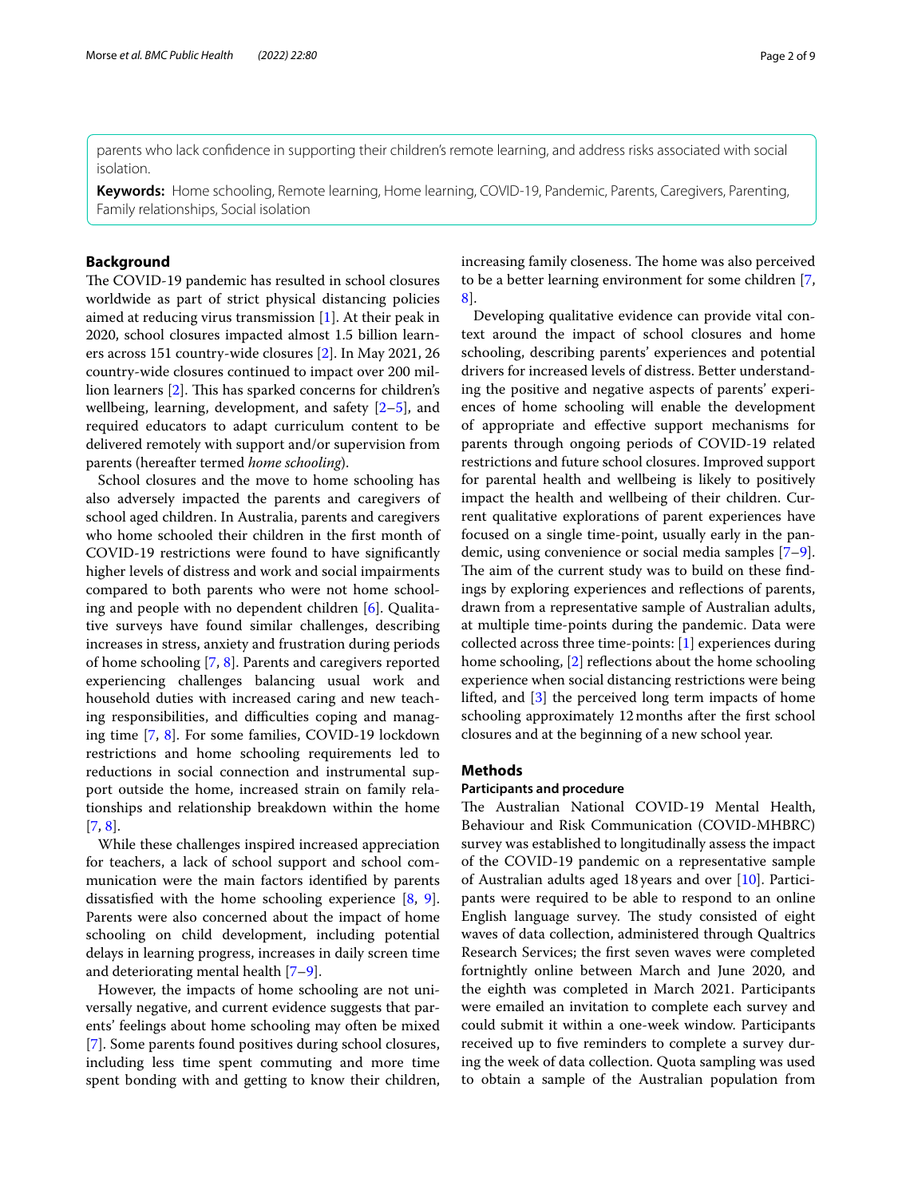parents who lack confidence in supporting their children's remote learning, and address risks associated with social isolation.

**Keywords:** Home schooling, Remote learning, Home learning, COVID-19, Pandemic, Parents, Caregivers, Parenting, Family relationships, Social isolation

## Background

The COVID-19 pandemic has resulted in school closures worldwide as part of strict physical distancing policies aimed at reducing virus transmission [1]. At their peak in 2020, school closures impacted almost 1.5 billion learners across 151 country-wide closures [2]. In May 2021, 26 country-wide closures continued to impact over 200 million learners [2]. This has sparked concerns for children's wellbeing, learning, development, and safety [2–5], and required educators to adapt curriculum content to be delivered remotely with support and/or supervision from parents (hereafter termed *home schooling*).

School closures and the move to home schooling has also adversely impacted the parents and caregivers of school aged children. In Australia, parents and caregivers who home schooled their children in the first month of COVID-19 restrictions were found to have significantly higher levels of distress and work and social impairments compared to both parents who were not home schooling and people with no dependent children [6]. Qualitative surveys have found similar challenges, describing increases in stress, anxiety and frustration during periods of home schooling [7, 8]. Parents and caregivers reported experiencing challenges balancing usual work and household duties with increased caring and new teaching responsibilities, and difficulties coping and managing time [7, 8]. For some families, COVID-19 lockdown restrictions and home schooling requirements led to reductions in social connection and instrumental support outside the home, increased strain on family relationships and relationship breakdown within the home [7, 8].

While these challenges inspired increased appreciation for teachers, a lack of school support and school communication were the main factors identified by parents dissatisfied with the home schooling experience [8, 9]. Parents were also concerned about the impact of home schooling on child development, including potential delays in learning progress, increases in daily screen time and deteriorating mental health [7–9].

However, the impacts of home schooling are not universally negative, and current evidence suggests that parents' feelings about home schooling may often be mixed [7]. Some parents found positives during school closures, including less time spent commuting and more time spent bonding with and getting to know their children, increasing family closeness. The home was also perceived to be a better learning environment for some children [7, 8].

Developing qualitative evidence can provide vital context around the impact of school closures and home schooling, describing parents' experiences and potential drivers for increased levels of distress. Better understanding the positive and negative aspects of parents' experiences of home schooling will enable the development of appropriate and effective support mechanisms for parents through ongoing periods of COVID-19 related restrictions and future school closures. Improved support for parental health and wellbeing is likely to positively impact the health and wellbeing of their children. Current qualitative explorations of parent experiences have focused on a single time-point, usually early in the pandemic, using convenience or social media samples [7–9]. The aim of the current study was to build on these findings by exploring experiences and reflections of parents, drawn from a representative sample of Australian adults, at multiple time-points during the pandemic. Data were collected across three time-points: [1] experiences during home schooling, [2] reflections about the home schooling experience when social distancing restrictions were being lifted, and [3] the perceived long term impacts of home schooling approximately 12 months after the first school closures and at the beginning of a new school year.

## Methods

### Participants and procedure

The Australian National COVID-19 Mental Health, Behaviour and Risk Communication (COVID-MHBRC) survey was established to longitudinally assess the impact of the COVID-19 pandemic on a representative sample of Australian adults aged 18 years and over [10]. Participants were required to be able to respond to an online English language survey. The study consisted of eight waves of data collection, administered through Qualtrics Research Services; the first seven waves were completed fortnightly online between March and June 2020, and the eighth was completed in March 2021. Participants were emailed an invitation to complete each survey and could submit it within a one-week window. Participants received up to five reminders to complete a survey during the week of data collection. Quota sampling was used to obtain a sample of the Australian population from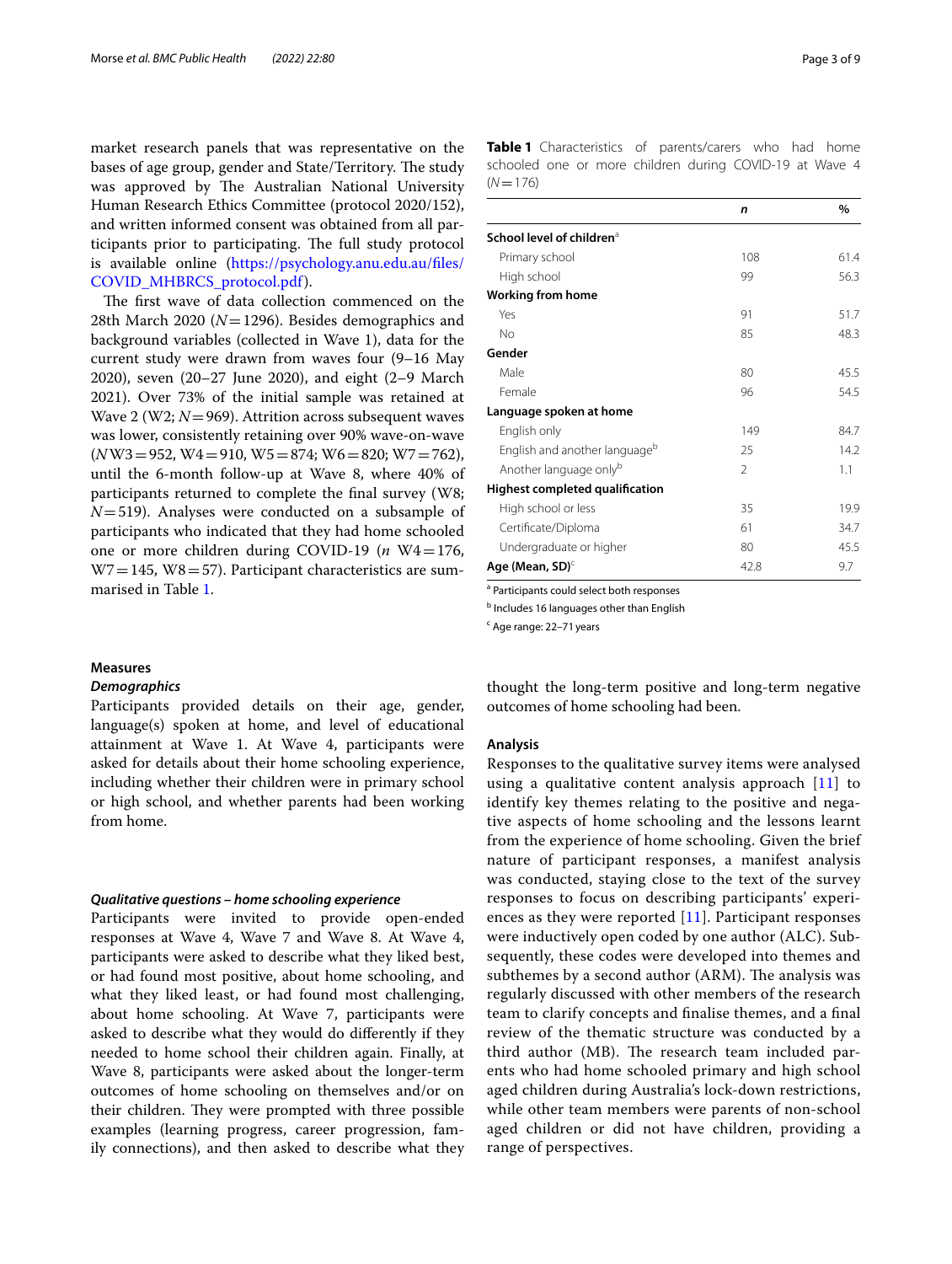market research panels that was representative on the bases of age group, gender and State/Territory. The study was approved by The Australian National University Human Research Ethics Committee (protocol 2020/152), and written informed consent was obtained from all participants prior to participating. The full study protocol is available online (https://psychology.anu.edu.au/files/COVID_MHBRCS_protocol.pdf).

The first wave of data collection commenced on the 28th March 2020 ($N=1296$). Besides demographics and background variables (collected in Wave 1), data for the current study were drawn from waves four (9–16 May 2020), seven (20–27 June 2020), and eight (2–9 March 2021). Over 73% of the initial sample was retained at Wave 2 (W2; $N=969$). Attrition across subsequent waves was lower, consistently retaining over 90% wave-on-wave ($N$W3 = 952, W4 = 910, W5 = 874; W6 = 820; W7 = 762), until the 6-month follow-up at Wave 8, where 40% of participants returned to complete the final survey (W8; $N=519$). Analyses were conducted on a subsample of participants who indicated that they had home schooled one or more children during COVID-19 ($n$ W4 = 176, W7 = 145, W8 = 57). Participant characteristics are summarised in Table 1.

**Table 1** Characteristics of parents/carers who had home schooled one or more children during COVID-19 at Wave 4 ($N=176$)

| | *n* | % |
|---|---|---|
| **School level of children**[a] | | |
| Primary school | 108 | 61.4 |
| High school | 99 | 56.3 |
| **Working from home** | | |
| Yes | 91 | 51.7 |
| No | 85 | 48.3 |
| **Gender** | | |
| Male | 80 | 45.5 |
| Female | 96 | 54.5 |
| **Language spoken at home** | | |
| English only | 149 | 84.7 |
| English and another language[b] | 25 | 14.2 |
| Another language only[b] | 2 | 1.1 |
| **Highest completed qualification** | | |
| High school or less | 35 | 19.9 |
| Certificate/Diploma | 61 | 34.7 |
| Undergraduate or higher | 80 | 45.5 |
| **Age (Mean, SD)**[c] | 42.8 | 9.7 |

[a] Participants could select both responses

[b] Includes 16 languages other than English

[c] Age range: 22–71 years

## Measures

### *Demographics*

Participants provided details on their age, gender, language(s) spoken at home, and level of educational attainment at Wave 1. At Wave 4, participants were asked for details about their home schooling experience, including whether their children were in primary school or high school, and whether parents had been working from home.

### *Qualitative questions – home schooling experience*

Participants were invited to provide open-ended responses at Wave 4, Wave 7 and Wave 8. At Wave 4, participants were asked to describe what they liked best, or had found most positive, about home schooling, and what they liked least, or had found most challenging, about home schooling. At Wave 7, participants were asked to describe what they would do differently if they needed to home school their children again. Finally, at Wave 8, participants were asked about the longer-term outcomes of home schooling on themselves and/or on their children. They were prompted with three possible examples (learning progress, career progression, family connections), and then asked to describe what they thought the long-term positive and long-term negative outcomes of home schooling had been.

## Analysis

Responses to the qualitative survey items were analysed using a qualitative content analysis approach [11] to identify key themes relating to the positive and negative aspects of home schooling and the lessons learnt from the experience of home schooling. Given the brief nature of participant responses, a manifest analysis was conducted, staying close to the text of the survey responses to focus on describing participants' experiences as they were reported [11]. Participant responses were inductively open coded by one author (ALC). Subsequently, these codes were developed into themes and subthemes by a second author (ARM). The analysis was regularly discussed with other members of the research team to clarify concepts and finalise themes, and a final review of the thematic structure was conducted by a third author (MB). The research team included parents who had home schooled primary and high school aged children during Australia's lock-down restrictions, while other team members were parents of non-school aged children or did not have children, providing a range of perspectives.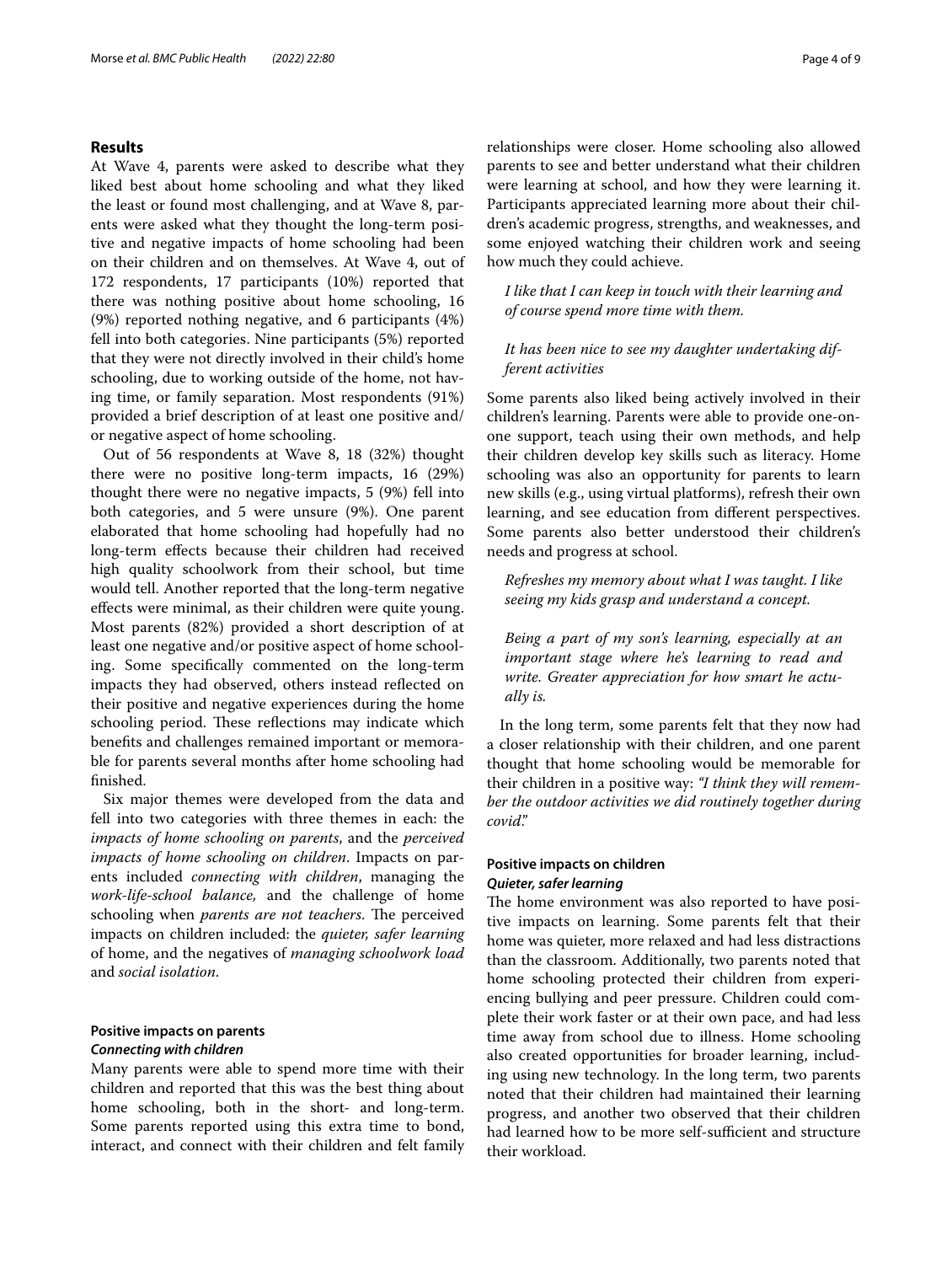## Results

At Wave 4, parents were asked to describe what they liked best about home schooling and what they liked the least or found most challenging, and at Wave 8, parents were asked what they thought the long-term positive and negative impacts of home schooling had been on their children and on themselves. At Wave 4, out of 172 respondents, 17 participants (10%) reported that there was nothing positive about home schooling, 16 (9%) reported nothing negative, and 6 participants (4%) fell into both categories. Nine participants (5%) reported that they were not directly involved in their child's home schooling, due to working outside of the home, not having time, or family separation. Most respondents (91%) provided a brief description of at least one positive and/or negative aspect of home schooling.

Out of 56 respondents at Wave 8, 18 (32%) thought there were no positive long-term impacts, 16 (29%) thought there were no negative impacts, 5 (9%) fell into both categories, and 5 were unsure (9%). One parent elaborated that home schooling had hopefully had no long-term effects because their children had received high quality schoolwork from their school, but time would tell. Another reported that the long-term negative effects were minimal, as their children were quite young. Most parents (82%) provided a short description of at least one negative and/or positive aspect of home schooling. Some specifically commented on the long-term impacts they had observed, others instead reflected on their positive and negative experiences during the home schooling period. These reflections may indicate which benefits and challenges remained important or memorable for parents several months after home schooling had finished.

Six major themes were developed from the data and fell into two categories with three themes in each: the *impacts of home schooling on parents*, and the *perceived impacts of home schooling on children*. Impacts on parents included *connecting with children*, managing the *work-life-school balance,* and the challenge of home schooling when *parents are not teachers*. The perceived impacts on children included: the *quieter, safer learning* of home, and the negatives of *managing schoolwork load* and *social isolation*.

### Positive impacts on parents

#### *Connecting with children*

Many parents were able to spend more time with their children and reported that this was the best thing about home schooling, both in the short- and long-term. Some parents reported using this extra time to bond, interact, and connect with their children and felt family relationships were closer. Home schooling also allowed parents to see and better understand what their children were learning at school, and how they were learning it. Participants appreciated learning more about their children's academic progress, strengths, and weaknesses, and some enjoyed watching their children work and seeing how much they could achieve.

> *I like that I can keep in touch with their learning and of course spend more time with them.*

> *It has been nice to see my daughter undertaking different activities*

Some parents also liked being actively involved in their children's learning. Parents were able to provide one-on-one support, teach using their own methods, and help their children develop key skills such as literacy. Home schooling was also an opportunity for parents to learn new skills (e.g., using virtual platforms), refresh their own learning, and see education from different perspectives. Some parents also better understood their children's needs and progress at school.

> *Refreshes my memory about what I was taught. I like seeing my kids grasp and understand a concept.*

> *Being a part of my son's learning, especially at an important stage where he's learning to read and write. Greater appreciation for how smart he actually is.*

In the long term, some parents felt that they now had a closer relationship with their children, and one parent thought that home schooling would be memorable for their children in a positive way: *"I think they will remember the outdoor activities we did routinely together during covid."*

### Positive impacts on children

#### *Quieter, safer learning*

The home environment was also reported to have positive impacts on learning. Some parents felt that their home was quieter, more relaxed and had less distractions than the classroom. Additionally, two parents noted that home schooling protected their children from experiencing bullying and peer pressure. Children could complete their work faster or at their own pace, and had less time away from school due to illness. Home schooling also created opportunities for broader learning, including using new technology. In the long term, two parents noted that their children had maintained their learning progress, and another two observed that their children had learned how to be more self-sufficient and structure their workload.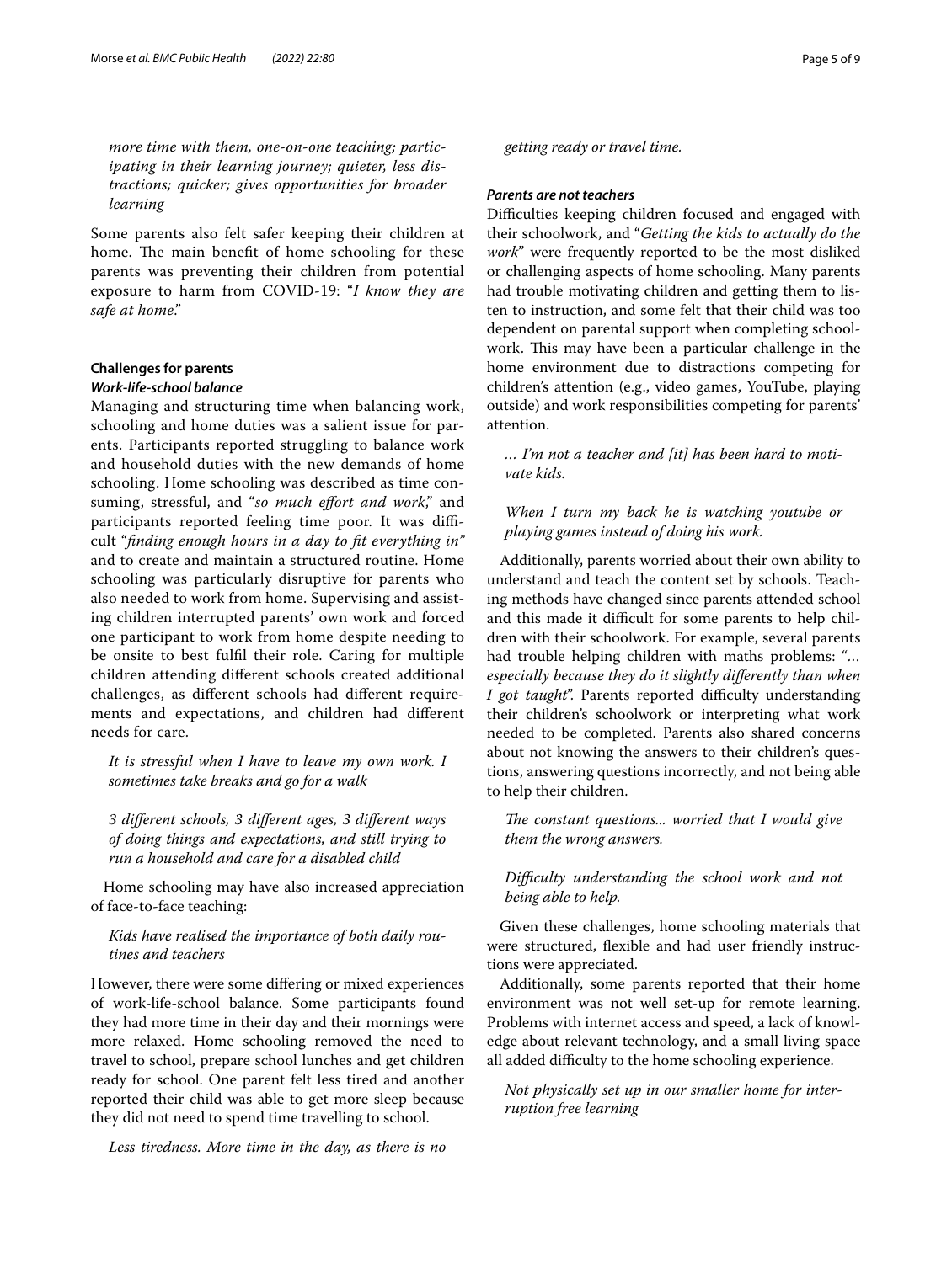*more time with them, one-on-one teaching; participating in their learning journey; quieter, less distractions; quicker; gives opportunities for broader learning*

Some parents also felt safer keeping their children at home. The main benefit of home schooling for these parents was preventing their children from potential exposure to harm from COVID-19: "*I know they are safe at home*."

### Challenges for parents

#### *Work-life-school balance*

Managing and structuring time when balancing work, schooling and home duties was a salient issue for parents. Participants reported struggling to balance work and household duties with the new demands of home schooling. Home schooling was described as time consuming, stressful, and "*so much effort and work*," and participants reported feeling time poor. It was difficult "*finding enough hours in a day to fit everything in"* and to create and maintain a structured routine. Home schooling was particularly disruptive for parents who also needed to work from home. Supervising and assisting children interrupted parents' own work and forced one participant to work from home despite needing to be onsite to best fulfil their role. Caring for multiple children attending different schools created additional challenges, as different schools had different requirements and expectations, and children had different needs for care.

*It is stressful when I have to leave my own work. I sometimes take breaks and go for a walk*

*3 different schools, 3 different ages, 3 different ways of doing things and expectations, and still trying to run a household and care for a disabled child*

Home schooling may have also increased appreciation of face-to-face teaching:

*Kids have realised the importance of both daily routines and teachers*

However, there were some differing or mixed experiences of work-life-school balance. Some participants found they had more time in their day and their mornings were more relaxed. Home schooling removed the need to travel to school, prepare school lunches and get children ready for school. One parent felt less tired and another reported their child was able to get more sleep because they did not need to spend time travelling to school.

*Less tiredness. More time in the day, as there is no getting ready or travel time.*

#### *Parents are not teachers*

Difficulties keeping children focused and engaged with their schoolwork, and "*Getting the kids to actually do the work*" were frequently reported to be the most disliked or challenging aspects of home schooling. Many parents had trouble motivating children and getting them to listen to instruction, and some felt that their child was too dependent on parental support when completing schoolwork. This may have been a particular challenge in the home environment due to distractions competing for children's attention (e.g., video games, YouTube, playing outside) and work responsibilities competing for parents' attention.

*... I'm not a teacher and [it] has been hard to motivate kids.*

*When I turn my back he is watching youtube or playing games instead of doing his work.*

Additionally, parents worried about their own ability to understand and teach the content set by schools. Teaching methods have changed since parents attended school and this made it difficult for some parents to help children with their schoolwork. For example, several parents had trouble helping children with maths problems: "*... especially because they do it slightly differently than when I got taught*". Parents reported difficulty understanding their children's schoolwork or interpreting what work needed to be completed. Parents also shared concerns about not knowing the answers to their children's questions, answering questions incorrectly, and not being able to help their children.

*The constant questions... worried that I would give them the wrong answers.*

*Difficulty understanding the school work and not being able to help.*

Given these challenges, home schooling materials that were structured, flexible and had user friendly instructions were appreciated.

Additionally, some parents reported that their home environment was not well set-up for remote learning. Problems with internet access and speed, a lack of knowledge about relevant technology, and a small living space all added difficulty to the home schooling experience.

*Not physically set up in our smaller home for interruption free learning*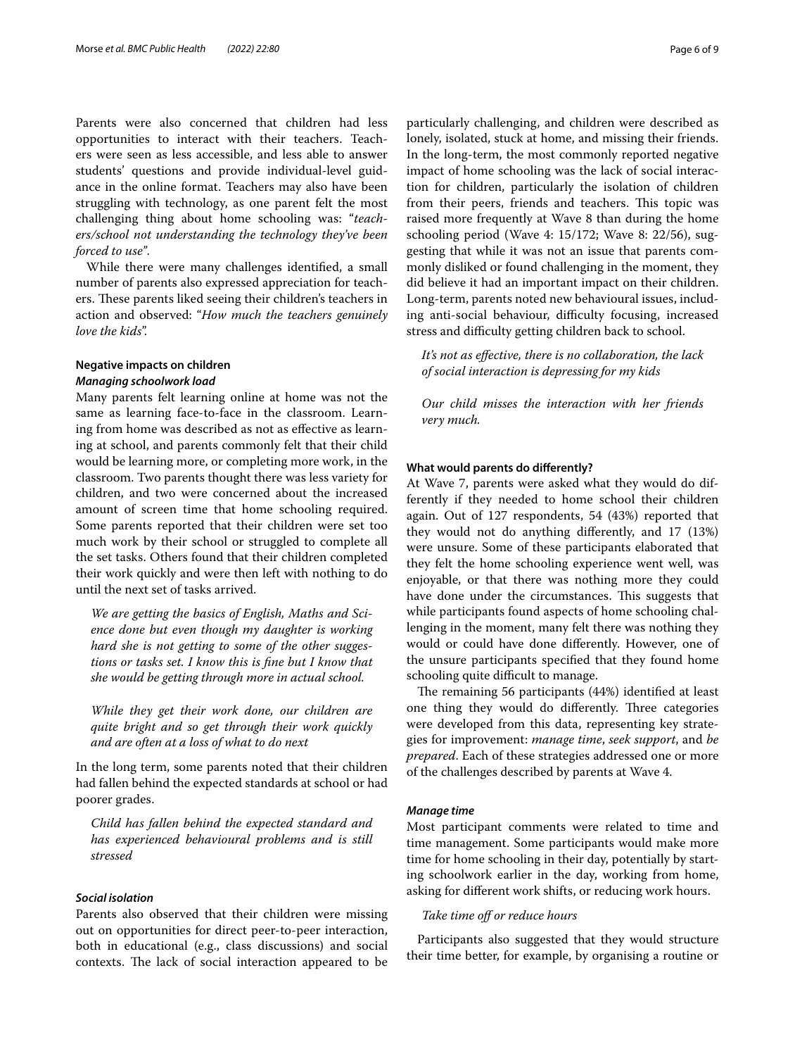Parents were also concerned that children had less opportunities to interact with their teachers. Teachers were seen as less accessible, and less able to answer students' questions and provide individual-level guidance in the online format. Teachers may also have been struggling with technology, as one parent felt the most challenging thing about home schooling was: "*teachers/school not understanding the technology they've been forced to use*".

While there were many challenges identified, a small number of parents also expressed appreciation for teachers. These parents liked seeing their children's teachers in action and observed: "*How much the teachers genuinely love the kids*".

### Negative impacts on children

#### *Managing schoolwork load*

Many parents felt learning online at home was not the same as learning face-to-face in the classroom. Learning from home was described as not as effective as learning at school, and parents commonly felt that their child would be learning more, or completing more work, in the classroom. Two parents thought there was less variety for children, and two were concerned about the increased amount of screen time that home schooling required. Some parents reported that their children were set too much work by their school or struggled to complete all the set tasks. Others found that their children completed their work quickly and were then left with nothing to do until the next set of tasks arrived.

> *We are getting the basics of English, Maths and Science done but even though my daughter is working hard she is not getting to some of the other suggestions or tasks set. I know this is fine but I know that she would be getting through more in actual school.*

> *While they get their work done, our children are quite bright and so get through their work quickly and are often at a loss of what to do next*

In the long term, some parents noted that their children had fallen behind the expected standards at school or had poorer grades.

> *Child has fallen behind the expected standard and has experienced behavioural problems and is still stressed*

#### *Social isolation*

Parents also observed that their children were missing out on opportunities for direct peer-to-peer interaction, both in educational (e.g., class discussions) and social contexts. The lack of social interaction appeared to be particularly challenging, and children were described as lonely, isolated, stuck at home, and missing their friends. In the long-term, the most commonly reported negative impact of home schooling was the lack of social interaction for children, particularly the isolation of children from their peers, friends and teachers. This topic was raised more frequently at Wave 8 than during the home schooling period (Wave 4: 15/172; Wave 8: 22/56), suggesting that while it was not an issue that parents commonly disliked or found challenging in the moment, they did believe it had an important impact on their children. Long-term, parents noted new behavioural issues, including anti-social behaviour, difficulty focusing, increased stress and difficulty getting children back to school.

> *It's not as effective, there is no collaboration, the lack of social interaction is depressing for my kids*

> *Our child misses the interaction with her friends very much.*

### What would parents do differently?

At Wave 7, parents were asked what they would do differently if they needed to home school their children again. Out of 127 respondents, 54 (43%) reported that they would not do anything differently, and 17 (13%) were unsure. Some of these participants elaborated that they felt the home schooling experience went well, was enjoyable, or that there was nothing more they could have done under the circumstances. This suggests that while participants found aspects of home schooling challenging in the moment, many felt there was nothing they would or could have done differently. However, one of the unsure participants specified that they found home schooling quite difficult to manage.

The remaining 56 participants (44%) identified at least one thing they would do differently. Three categories were developed from this data, representing key strategies for improvement: *manage time*, *seek support*, and *be prepared*. Each of these strategies addressed one or more of the challenges described by parents at Wave 4.

#### *Manage time*

Most participant comments were related to time and time management. Some participants would make more time for home schooling in their day, potentially by starting schoolwork earlier in the day, working from home, asking for different work shifts, or reducing work hours.

> *Take time off or reduce hours*

Participants also suggested that they would structure their time better, for example, by organising a routine or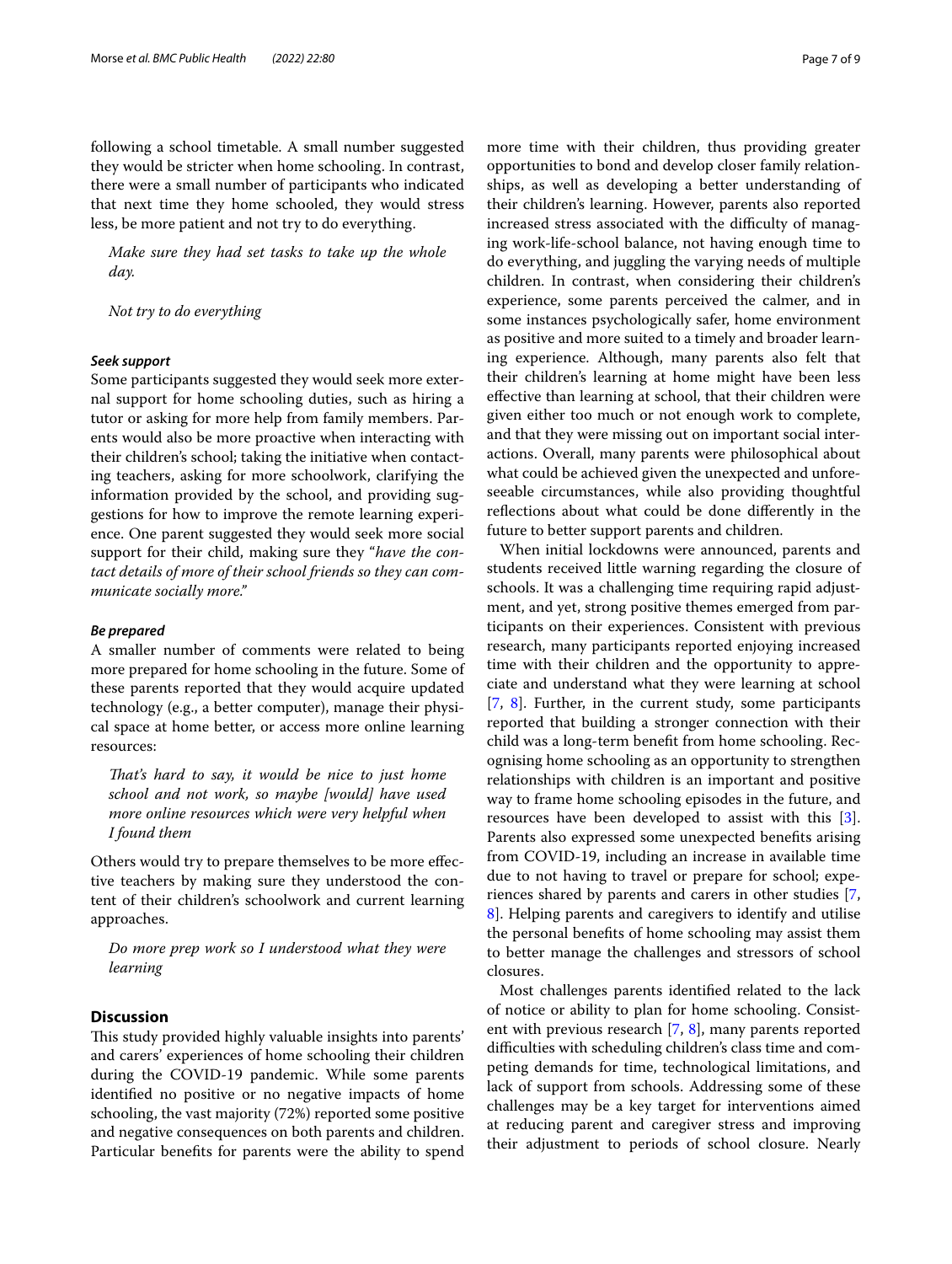following a school timetable. A small number suggested they would be stricter when home schooling. In contrast, there were a small number of participants who indicated that next time they home schooled, they would stress less, be more patient and not try to do everything.

> *Make sure they had set tasks to take up the whole day.*

> *Not try to do everything*

#### *Seek support*

Some participants suggested they would seek more external support for home schooling duties, such as hiring a tutor or asking for more help from family members. Parents would also be more proactive when interacting with their children's school; taking the initiative when contacting teachers, asking for more schoolwork, clarifying the information provided by the school, and providing suggestions for how to improve the remote learning experience. One parent suggested they would seek more social support for their child, making sure they "*have the contact details of more of their school friends so they can communicate socially more.*"

#### *Be prepared*

A smaller number of comments were related to being more prepared for home schooling in the future. Some of these parents reported that they would acquire updated technology (e.g., a better computer), manage their physical space at home better, or access more online learning resources:

> *That's hard to say, it would be nice to just home school and not work, so maybe [would] have used more online resources which were very helpful when I found them*

Others would try to prepare themselves to be more effective teachers by making sure they understood the content of their children's schoolwork and current learning approaches.

> *Do more prep work so I understood what they were learning*

## Discussion

This study provided highly valuable insights into parents' and carers' experiences of home schooling their children during the COVID-19 pandemic. While some parents identified no positive or no negative impacts of home schooling, the vast majority (72%) reported some positive and negative consequences on both parents and children. Particular benefits for parents were the ability to spend more time with their children, thus providing greater opportunities to bond and develop closer family relationships, as well as developing a better understanding of their children's learning. However, parents also reported increased stress associated with the difficulty of managing work-life-school balance, not having enough time to do everything, and juggling the varying needs of multiple children. In contrast, when considering their children's experience, some parents perceived the calmer, and in some instances psychologically safer, home environment as positive and more suited to a timely and broader learning experience. Although, many parents also felt that their children's learning at home might have been less effective than learning at school, that their children were given either too much or not enough work to complete, and that they were missing out on important social interactions. Overall, many parents were philosophical about what could be achieved given the unexpected and unforeseeable circumstances, while also providing thoughtful reflections about what could be done differently in the future to better support parents and children.

When initial lockdowns were announced, parents and students received little warning regarding the closure of schools. It was a challenging time requiring rapid adjustment, and yet, strong positive themes emerged from participants on their experiences. Consistent with previous research, many participants reported enjoying increased time with their children and the opportunity to appreciate and understand what they were learning at school [7, 8]. Further, in the current study, some participants reported that building a stronger connection with their child was a long-term benefit from home schooling. Recognising home schooling as an opportunity to strengthen relationships with children is an important and positive way to frame home schooling episodes in the future, and resources have been developed to assist with this [3]. Parents also expressed some unexpected benefits arising from COVID-19, including an increase in available time due to not having to travel or prepare for school; experiences shared by parents and carers in other studies [7, 8]. Helping parents and caregivers to identify and utilise the personal benefits of home schooling may assist them to better manage the challenges and stressors of school closures.

Most challenges parents identified related to the lack of notice or ability to plan for home schooling. Consistent with previous research [7, 8], many parents reported difficulties with scheduling children's class time and competing demands for time, technological limitations, and lack of support from schools. Addressing some of these challenges may be a key target for interventions aimed at reducing parent and caregiver stress and improving their adjustment to periods of school closure. Nearly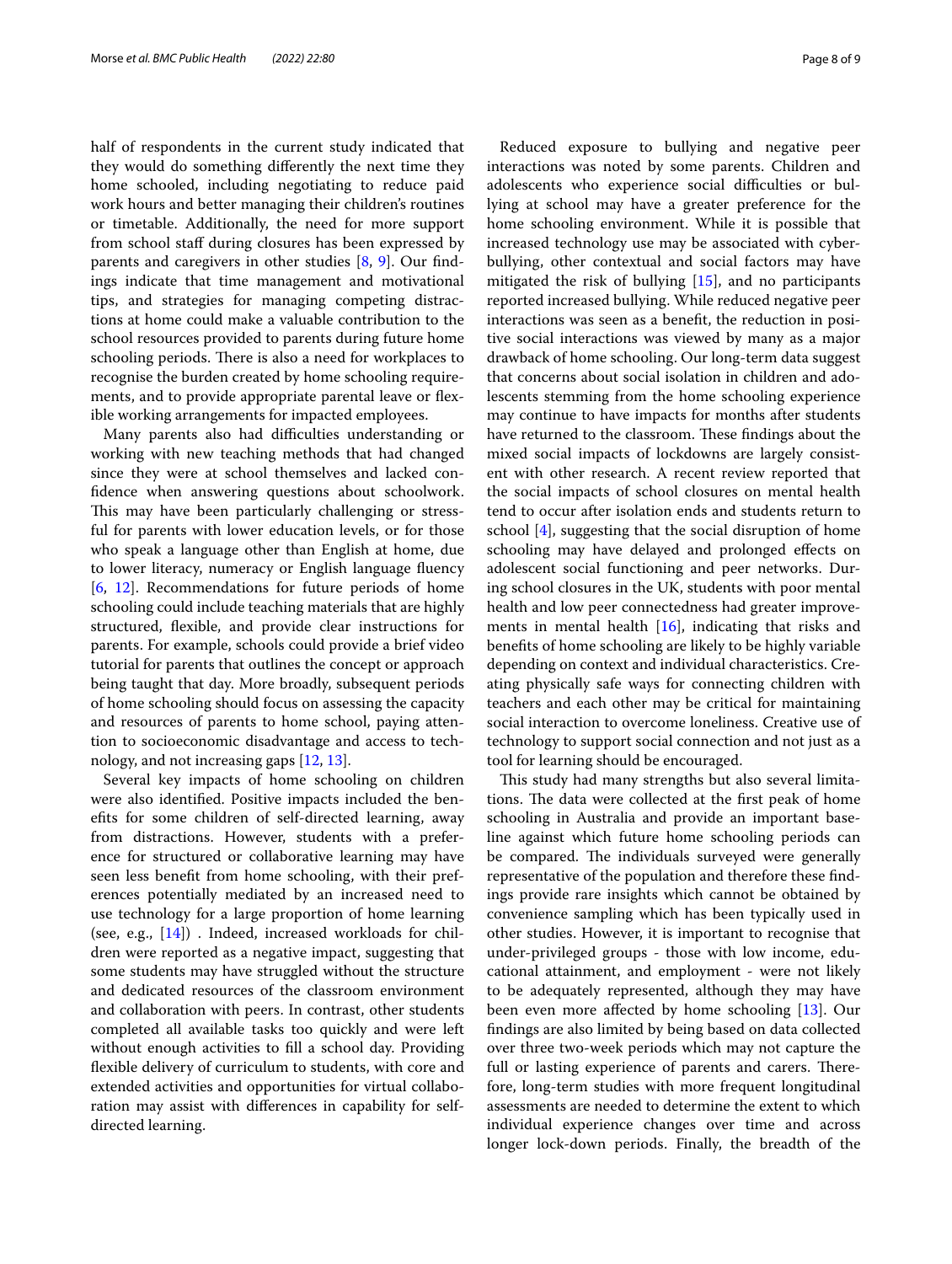half of respondents in the current study indicated that they would do something differently the next time they home schooled, including negotiating to reduce paid work hours and better managing their children's routines or timetable. Additionally, the need for more support from school staff during closures has been expressed by parents and caregivers in other studies [8, 9]. Our findings indicate that time management and motivational tips, and strategies for managing competing distractions at home could make a valuable contribution to the school resources provided to parents during future home schooling periods. There is also a need for workplaces to recognise the burden created by home schooling requirements, and to provide appropriate parental leave or flexible working arrangements for impacted employees.

Many parents also had difficulties understanding or working with new teaching methods that had changed since they were at school themselves and lacked confidence when answering questions about schoolwork. This may have been particularly challenging or stressful for parents with lower education levels, or for those who speak a language other than English at home, due to lower literacy, numeracy or English language fluency [6, 12]. Recommendations for future periods of home schooling could include teaching materials that are highly structured, flexible, and provide clear instructions for parents. For example, schools could provide a brief video tutorial for parents that outlines the concept or approach being taught that day. More broadly, subsequent periods of home schooling should focus on assessing the capacity and resources of parents to home school, paying attention to socioeconomic disadvantage and access to technology, and not increasing gaps [12, 13].

Several key impacts of home schooling on children were also identified. Positive impacts included the benefits for some children of self-directed learning, away from distractions. However, students with a preference for structured or collaborative learning may have seen less benefit from home schooling, with their preferences potentially mediated by an increased need to use technology for a large proportion of home learning (see, e.g., [14]) . Indeed, increased workloads for children were reported as a negative impact, suggesting that some students may have struggled without the structure and dedicated resources of the classroom environment and collaboration with peers. In contrast, other students completed all available tasks too quickly and were left without enough activities to fill a school day. Providing flexible delivery of curriculum to students, with core and extended activities and opportunities for virtual collaboration may assist with differences in capability for self-directed learning.

Reduced exposure to bullying and negative peer interactions was noted by some parents. Children and adolescents who experience social difficulties or bullying at school may have a greater preference for the home schooling environment. While it is possible that increased technology use may be associated with cyberbullying, other contextual and social factors may have mitigated the risk of bullying [15], and no participants reported increased bullying. While reduced negative peer interactions was seen as a benefit, the reduction in positive social interactions was viewed by many as a major drawback of home schooling. Our long-term data suggest that concerns about social isolation in children and adolescents stemming from the home schooling experience may continue to have impacts for months after students have returned to the classroom. These findings about the mixed social impacts of lockdowns are largely consistent with other research. A recent review reported that the social impacts of school closures on mental health tend to occur after isolation ends and students return to school [4], suggesting that the social disruption of home schooling may have delayed and prolonged effects on adolescent social functioning and peer networks. During school closures in the UK, students with poor mental health and low peer connectedness had greater improvements in mental health [16], indicating that risks and benefits of home schooling are likely to be highly variable depending on context and individual characteristics. Creating physically safe ways for connecting children with teachers and each other may be critical for maintaining social interaction to overcome loneliness. Creative use of technology to support social connection and not just as a tool for learning should be encouraged.

This study had many strengths but also several limitations. The data were collected at the first peak of home schooling in Australia and provide an important baseline against which future home schooling periods can be compared. The individuals surveyed were generally representative of the population and therefore these findings provide rare insights which cannot be obtained by convenience sampling which has been typically used in other studies. However, it is important to recognise that under-privileged groups - those with low income, educational attainment, and employment - were not likely to be adequately represented, although they may have been even more affected by home schooling [13]. Our findings are also limited by being based on data collected over three two-week periods which may not capture the full or lasting experience of parents and carers. Therefore, long-term studies with more frequent longitudinal assessments are needed to determine the extent to which individual experience changes over time and across longer lock-down periods. Finally, the breadth of the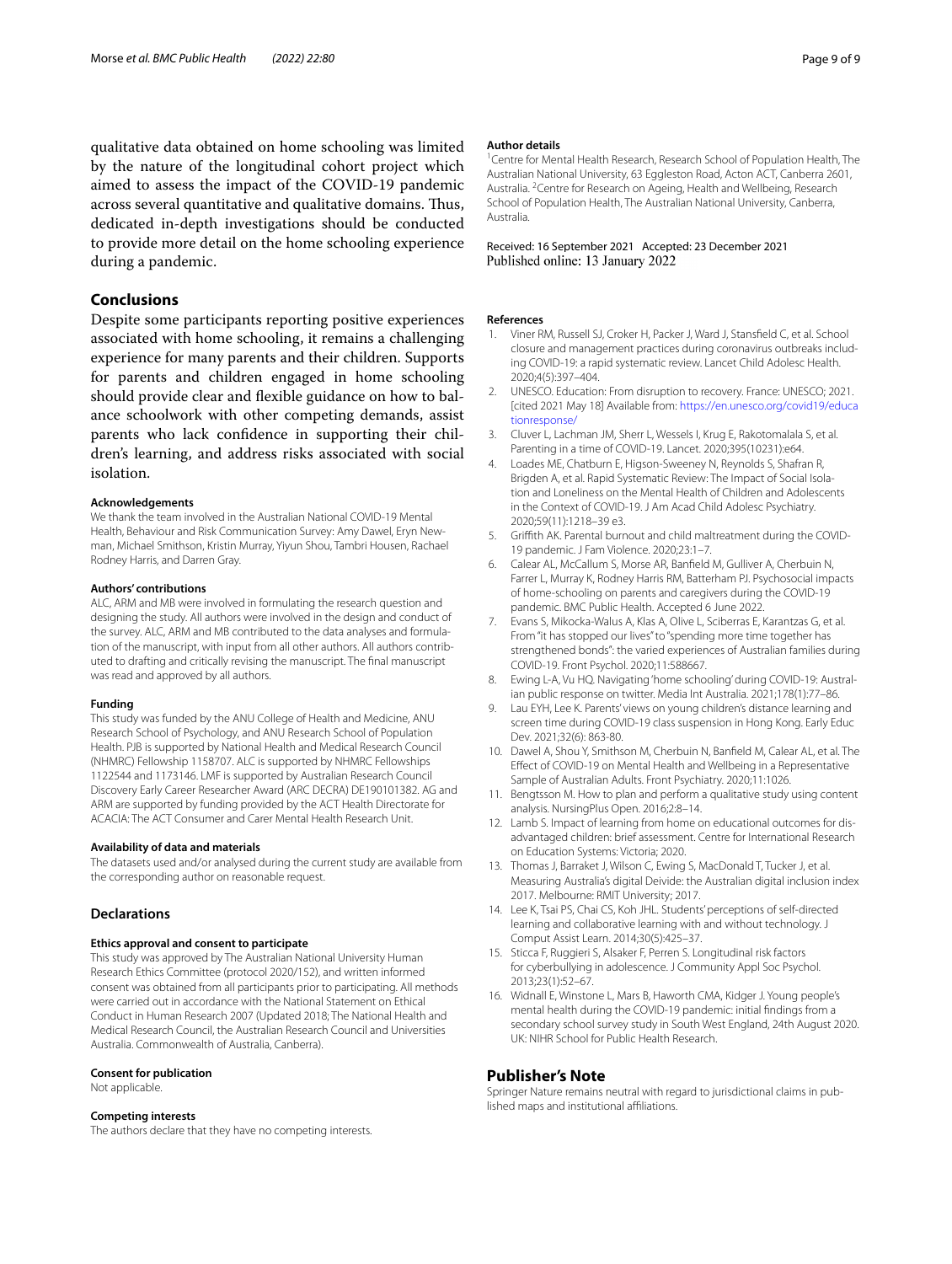qualitative data obtained on home schooling was limited by the nature of the longitudinal cohort project which aimed to assess the impact of the COVID-19 pandemic across several quantitative and qualitative domains. Thus, dedicated in-depth investigations should be conducted to provide more detail on the home schooling experience during a pandemic.

## Conclusions

Despite some participants reporting positive experiences associated with home schooling, it remains a challenging experience for many parents and their children. Supports for parents and children engaged in home schooling should provide clear and flexible guidance on how to balance schoolwork with other competing demands, assist parents who lack confidence in supporting their children's learning, and address risks associated with social isolation.

#### Acknowledgements

We thank the team involved in the Australian National COVID-19 Mental Health, Behaviour and Risk Communication Survey: Amy Dawel, Eryn Newman, Michael Smithson, Kristin Murray, Yiyun Shou, Tambri Housen, Rachael Rodney Harris, and Darren Gray.

#### Authors' contributions

ALC, ARM and MB were involved in formulating the research question and designing the study. All authors were involved in the design and conduct of the survey. ALC, ARM and MB contributed to the data analyses and formulation of the manuscript, with input from all other authors. All authors contributed to drafting and critically revising the manuscript. The final manuscript was read and approved by all authors.

#### Funding

This study was funded by the ANU College of Health and Medicine, ANU Research School of Psychology, and ANU Research School of Population Health. PJB is supported by National Health and Medical Research Council (NHMRC) Fellowship 1158707. ALC is supported by NHMRC Fellowships 1122544 and 1173146. LMF is supported by Australian Research Council Discovery Early Career Researcher Award (ARC DECRA) DE190101382. AG and ARM are supported by funding provided by the ACT Health Directorate for ACACIA: The ACT Consumer and Carer Mental Health Research Unit.

#### Availability of data and materials

The datasets used and/or analysed during the current study are available from the corresponding author on reasonable request.

### Declarations

#### Ethics approval and consent to participate

This study was approved by The Australian National University Human Research Ethics Committee (protocol 2020/152), and written informed consent was obtained from all participants prior to participating. All methods were carried out in accordance with the National Statement on Ethical Conduct in Human Research 2007 (Updated 2018; The National Health and Medical Research Council, the Australian Research Council and Universities Australia. Commonwealth of Australia, Canberra).

#### Consent for publication

Not applicable.

#### Competing interests

The authors declare that they have no competing interests.

#### Author details

[1]Centre for Mental Health Research, Research School of Population Health, The Australian National University, 63 Eggleston Road, Acton ACT, Canberra 2601, Australia. [2]Centre for Research on Ageing, Health and Wellbeing, Research School of Population Health, The Australian National University, Canberra, Australia.

Received: 16 September 2021 Accepted: 23 December 2021
Published online: 13 January 2022

#### References

1. Viner RM, Russell SJ, Croker H, Packer J, Ward J, Stansfield C, et al. School closure and management practices during coronavirus outbreaks including COVID-19: a rapid systematic review. Lancet Child Adolesc Health. 2020;4(5):397–404.
2. UNESCO. Education: From disruption to recovery. France: UNESCO; 2021. [cited 2021 May 18] Available from: https://en.unesco.org/covid19/educationresponse/
3. Cluver L, Lachman JM, Sherr L, Wessels I, Krug E, Rakotomalala S, et al. Parenting in a time of COVID-19. Lancet. 2020;395(10231):e64.
4. Loades ME, Chatburn E, Higson-Sweeney N, Reynolds S, Shafran R, Brigden A, et al. Rapid Systematic Review: The Impact of Social Isolation and Loneliness on the Mental Health of Children and Adolescents in the Context of COVID-19. J Am Acad Child Adolesc Psychiatry. 2020;59(11):1218–39 e3.
5. Griffith AK. Parental burnout and child maltreatment during the COVID-19 pandemic. J Fam Violence. 2020;23:1–7.
6. Calear AL, McCallum S, Morse AR, Banfield M, Gulliver A, Cherbuin N, Farrer L, Murray K, Rodney Harris RM, Batterham PJ. Psychosocial impacts of home-schooling on parents and caregivers during the COVID-19 pandemic. BMC Public Health. Accepted 6 June 2022.
7. Evans S, Mikocka-Walus A, Klas A, Olive L, Sciberras E, Karantzas G, et al. From "it has stopped our lives" to "spending more time together has strengthened bonds": the varied experiences of Australian families during COVID-19. Front Psychol. 2020;11:588667.
8. Ewing L-A, Vu HQ. Navigating 'home schooling' during COVID-19: Australian public response on twitter. Media Int Australia. 2021;178(1):77–86.
9. Lau EYH, Lee K. Parents' views on young children's distance learning and screen time during COVID-19 class suspension in Hong Kong. Early Educ Dev. 2021;32(6): 863-80.
10. Dawel A, Shou Y, Smithson M, Cherbuin N, Banfield M, Calear AL, et al. The Effect of COVID-19 on Mental Health and Wellbeing in a Representative Sample of Australian Adults. Front Psychiatry. 2020;11:1026.
11. Bengtsson M. How to plan and perform a qualitative study using content analysis. NursingPlus Open. 2016;2:8–14.
12. Lamb S. Impact of learning from home on educational outcomes for disadvantaged children: brief assessment. Centre for International Research on Education Systems: Victoria; 2020.
13. Thomas J, Barraket J, Wilson C, Ewing S, MacDonald T, Tucker J, et al. Measuring Australia's digital Deivide: the Australian digital inclusion index 2017. Melbourne: RMIT University; 2017.
14. Lee K, Tsai PS, Chai CS, Koh JHL. Students' perceptions of self-directed learning and collaborative learning with and without technology. J Comput Assist Learn. 2014;30(5):425–37.
15. Sticca F, Ruggieri S, Alsaker F, Perren S. Longitudinal risk factors for cyberbullying in adolescence. J Community Appl Soc Psychol. 2013;23(1):52–67.
16. Widnall E, Winstone L, Mars B, Haworth CMA, Kidger J. Young people's mental health during the COVID-19 pandemic: initial findings from a secondary school survey study in South West England, 24th August 2020. UK: NIHR School for Public Health Research.

## Publisher's Note

Springer Nature remains neutral with regard to jurisdictional claims in published maps and institutional affiliations.